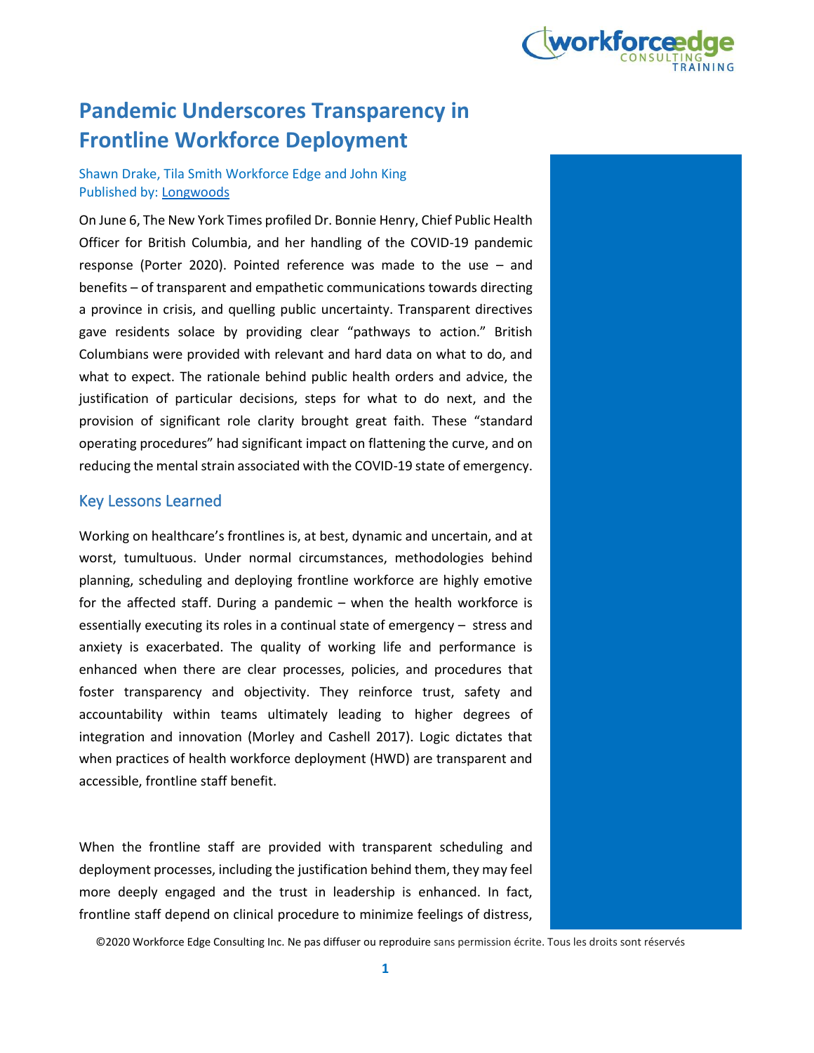# Pandemic Underscores Transparency in Frontline Workforce Deployment

Shawn Drake, Tila Smith Workforce Edge and John King
Published by: Longwoods

On June 6, The New York Times profiled Dr. Bonnie Henry, Chief Public Health Officer for British Columbia, and her handling of the COVID-19 pandemic response (Porter 2020). Pointed reference was made to the use – and benefits – of transparent and empathetic communications towards directing a province in crisis, and quelling public uncertainty. Transparent directives gave residents solace by providing clear "pathways to action." British Columbians were provided with relevant and hard data on what to do, and what to expect. The rationale behind public health orders and advice, the justification of particular decisions, steps for what to do next, and the provision of significant role clarity brought great faith. These "standard operating procedures" had significant impact on flattening the curve, and on reducing the mental strain associated with the COVID-19 state of emergency.

## Key Lessons Learned

Working on healthcare's frontlines is, at best, dynamic and uncertain, and at worst, tumultuous. Under normal circumstances, methodologies behind planning, scheduling and deploying frontline workforce are highly emotive for the affected staff. During a pandemic – when the health workforce is essentially executing its roles in a continual state of emergency – stress and anxiety is exacerbated. The quality of working life and performance is enhanced when there are clear processes, policies, and procedures that foster transparency and objectivity. They reinforce trust, safety and accountability within teams ultimately leading to higher degrees of integration and innovation (Morley and Cashell 2017). Logic dictates that when practices of health workforce deployment (HWD) are transparent and accessible, frontline staff benefit.

When the frontline staff are provided with transparent scheduling and deployment processes, including the justification behind them, they may feel more deeply engaged and the trust in leadership is enhanced. In fact, frontline staff depend on clinical procedure to minimize feelings of distress,

©2020 Workforce Edge Consulting Inc. Ne pas diffuser ou reproduire sans permission écrite. Tous les droits sont réservés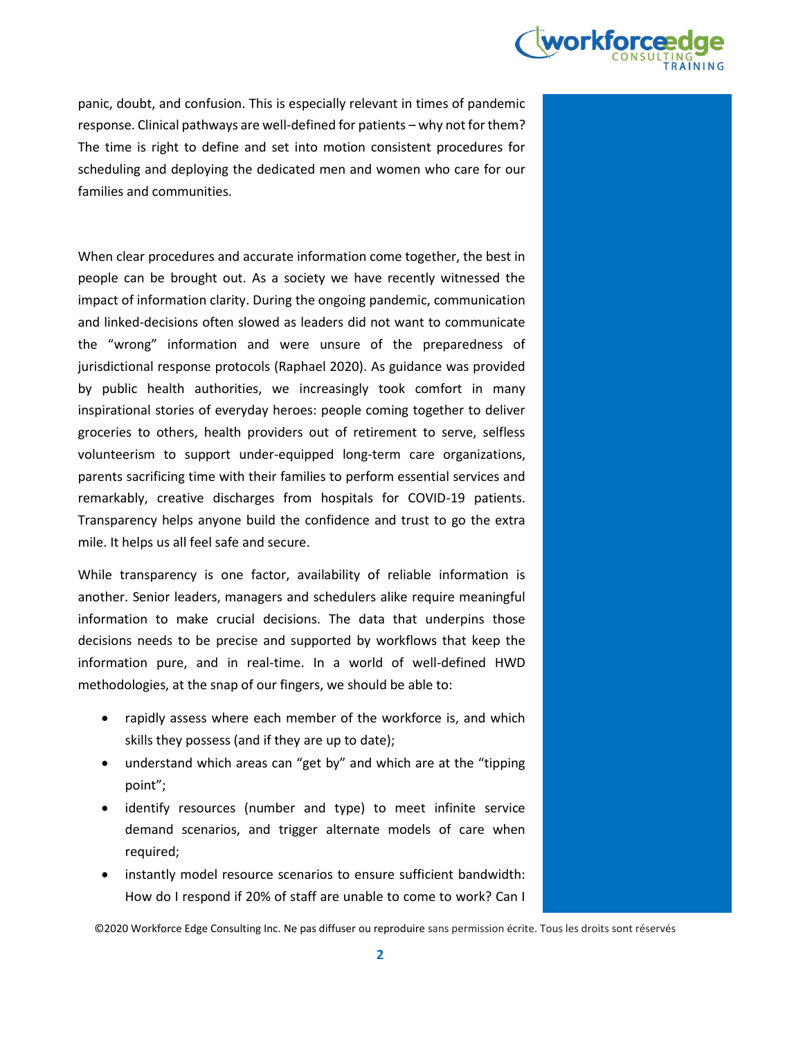panic, doubt, and confusion. This is especially relevant in times of pandemic response. Clinical pathways are well-defined for patients – why not for them? The time is right to define and set into motion consistent procedures for scheduling and deploying the dedicated men and women who care for our families and communities.

When clear procedures and accurate information come together, the best in people can be brought out. As a society we have recently witnessed the impact of information clarity. During the ongoing pandemic, communication and linked-decisions often slowed as leaders did not want to communicate the "wrong" information and were unsure of the preparedness of jurisdictional response protocols (Raphael 2020). As guidance was provided by public health authorities, we increasingly took comfort in many inspirational stories of everyday heroes: people coming together to deliver groceries to others, health providers out of retirement to serve, selfless volunteerism to support under-equipped long-term care organizations, parents sacrificing time with their families to perform essential services and remarkably, creative discharges from hospitals for COVID-19 patients. Transparency helps anyone build the confidence and trust to go the extra mile. It helps us all feel safe and secure.

While transparency is one factor, availability of reliable information is another. Senior leaders, managers and schedulers alike require meaningful information to make crucial decisions. The data that underpins those decisions needs to be precise and supported by workflows that keep the information pure, and in real-time. In a world of well-defined HWD methodologies, at the snap of our fingers, we should be able to:

- rapidly assess where each member of the workforce is, and which skills they possess (and if they are up to date);
- understand which areas can "get by" and which are at the "tipping point";
- identify resources (number and type) to meet infinite service demand scenarios, and trigger alternate models of care when required;
- instantly model resource scenarios to ensure sufficient bandwidth: How do I respond if 20% of staff are unable to come to work? Can I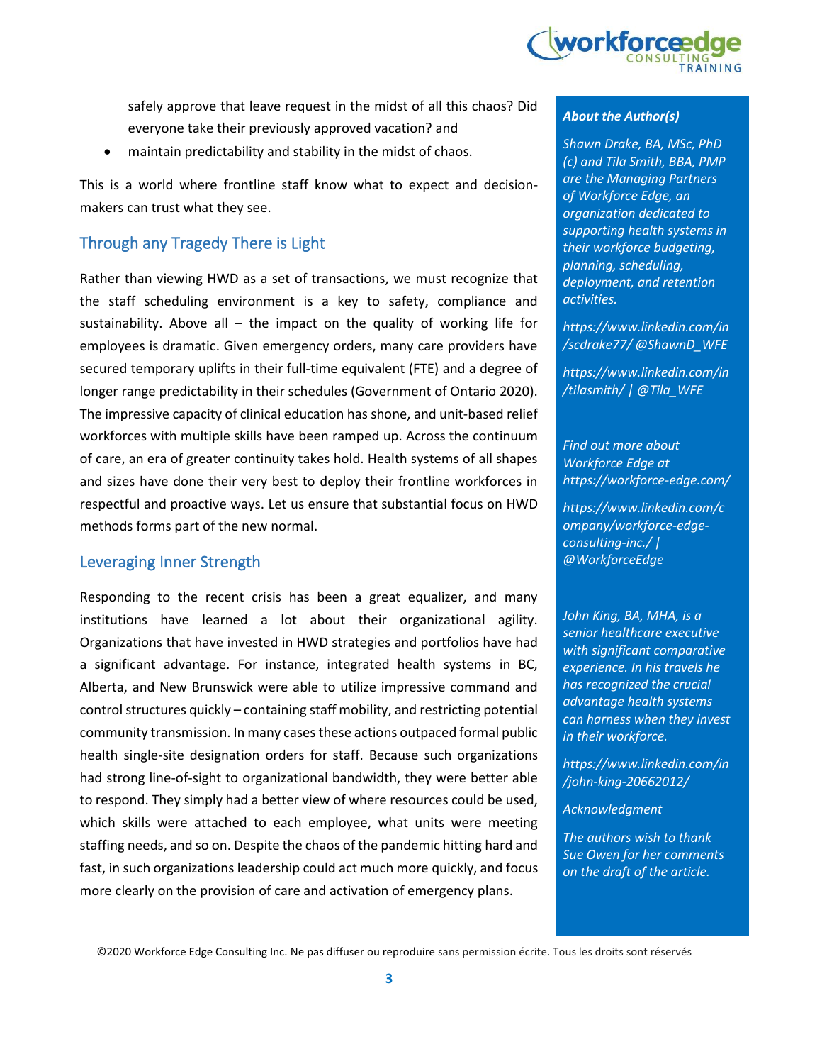safely approve that leave request in the midst of all this chaos? Did everyone take their previously approved vacation? and

- maintain predictability and stability in the midst of chaos.

This is a world where frontline staff know what to expect and decision-makers can trust what they see.

## Through any Tragedy There is Light

Rather than viewing HWD as a set of transactions, we must recognize that the staff scheduling environment is a key to safety, compliance and sustainability. Above all – the impact on the quality of working life for employees is dramatic. Given emergency orders, many care providers have secured temporary uplifts in their full-time equivalent (FTE) and a degree of longer range predictability in their schedules (Government of Ontario 2020). The impressive capacity of clinical education has shone, and unit-based relief workforces with multiple skills have been ramped up. Across the continuum of care, an era of greater continuity takes hold. Health systems of all shapes and sizes have done their very best to deploy their frontline workforces in respectful and proactive ways. Let us ensure that substantial focus on HWD methods forms part of the new normal.

## Leveraging Inner Strength

Responding to the recent crisis has been a great equalizer, and many institutions have learned a lot about their organizational agility. Organizations that have invested in HWD strategies and portfolios have had a significant advantage. For instance, integrated health systems in BC, Alberta, and New Brunswick were able to utilize impressive command and control structures quickly – containing staff mobility, and restricting potential community transmission. In many cases these actions outpaced formal public health single-site designation orders for staff. Because such organizations had strong line-of-sight to organizational bandwidth, they were better able to respond. They simply had a better view of where resources could be used, which skills were attached to each employee, what units were meeting staffing needs, and so on. Despite the chaos of the pandemic hitting hard and fast, in such organizations leadership could act much more quickly, and focus more clearly on the provision of care and activation of emergency plans.

***About the Author(s)***

*Shawn Drake, BA, MSc, PhD (c) and Tila Smith, BBA, PMP are the Managing Partners of Workforce Edge, an organization dedicated to supporting health systems in their workforce budgeting, planning, scheduling, deployment, and retention activities.*

*https://www.linkedin.com/in/scdrake77/ @ShawnD_WFE*

*https://www.linkedin.com/in/tilasmith/ | @Tila_WFE*

*Find out more about Workforce Edge at https://workforce-edge.com/*

*https://www.linkedin.com/company/workforce-edge-consulting-inc./ | @WorkforceEdge*

*John King, BA, MHA, is a senior healthcare executive with significant comparative experience. In his travels he has recognized the crucial advantage health systems can harness when they invest in their workforce.*

*https://www.linkedin.com/in/john-king-20662012/*

*Acknowledgment*

*The authors wish to thank Sue Owen for her comments on the draft of the article.*

©2020 Workforce Edge Consulting Inc. Ne pas diffuser ou reproduire sans permission écrite. Tous les droits sont réservés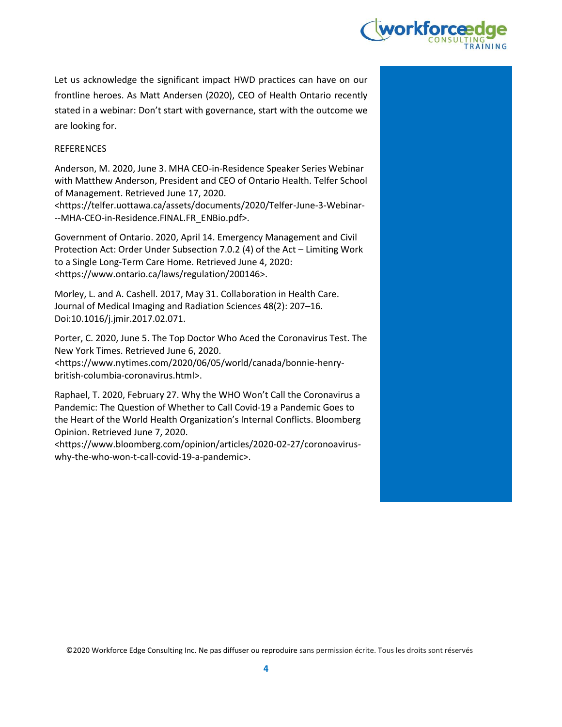Let us acknowledge the significant impact HWD practices can have on our frontline heroes. As Matt Andersen (2020), CEO of Health Ontario recently stated in a webinar: Don't start with governance, start with the outcome we are looking for.

REFERENCES

Anderson, M. 2020, June 3. MHA CEO-in-Residence Speaker Series Webinar with Matthew Anderson, President and CEO of Ontario Health. Telfer School of Management. Retrieved June 17, 2020. <https://telfer.uottawa.ca/assets/documents/2020/Telfer-June-3-Webinar---MHA-CEO-in-Residence.FINAL.FR_ENBio.pdf>.

Government of Ontario. 2020, April 14. Emergency Management and Civil Protection Act: Order Under Subsection 7.0.2 (4) of the Act – Limiting Work to a Single Long-Term Care Home. Retrieved June 4, 2020: <https://www.ontario.ca/laws/regulation/200146>.

Morley, L. and A. Cashell. 2017, May 31. Collaboration in Health Care. Journal of Medical Imaging and Radiation Sciences 48(2): 207–16. Doi:10.1016/j.jmir.2017.02.071.

Porter, C. 2020, June 5. The Top Doctor Who Aced the Coronavirus Test. The New York Times. Retrieved June 6, 2020. <https://www.nytimes.com/2020/06/05/world/canada/bonnie-henry-british-columbia-coronavirus.html>.

Raphael, T. 2020, February 27. Why the WHO Won't Call the Coronavirus a Pandemic: The Question of Whether to Call Covid-19 a Pandemic Goes to the Heart of the World Health Organization's Internal Conflicts. Bloomberg Opinion. Retrieved June 7, 2020. <https://www.bloomberg.com/opinion/articles/2020-02-27/coronoavirus-why-the-who-won-t-call-covid-19-a-pandemic>.

©2020 Workforce Edge Consulting Inc. Ne pas diffuser ou reproduire sans permission écrite. Tous les droits sont réservés